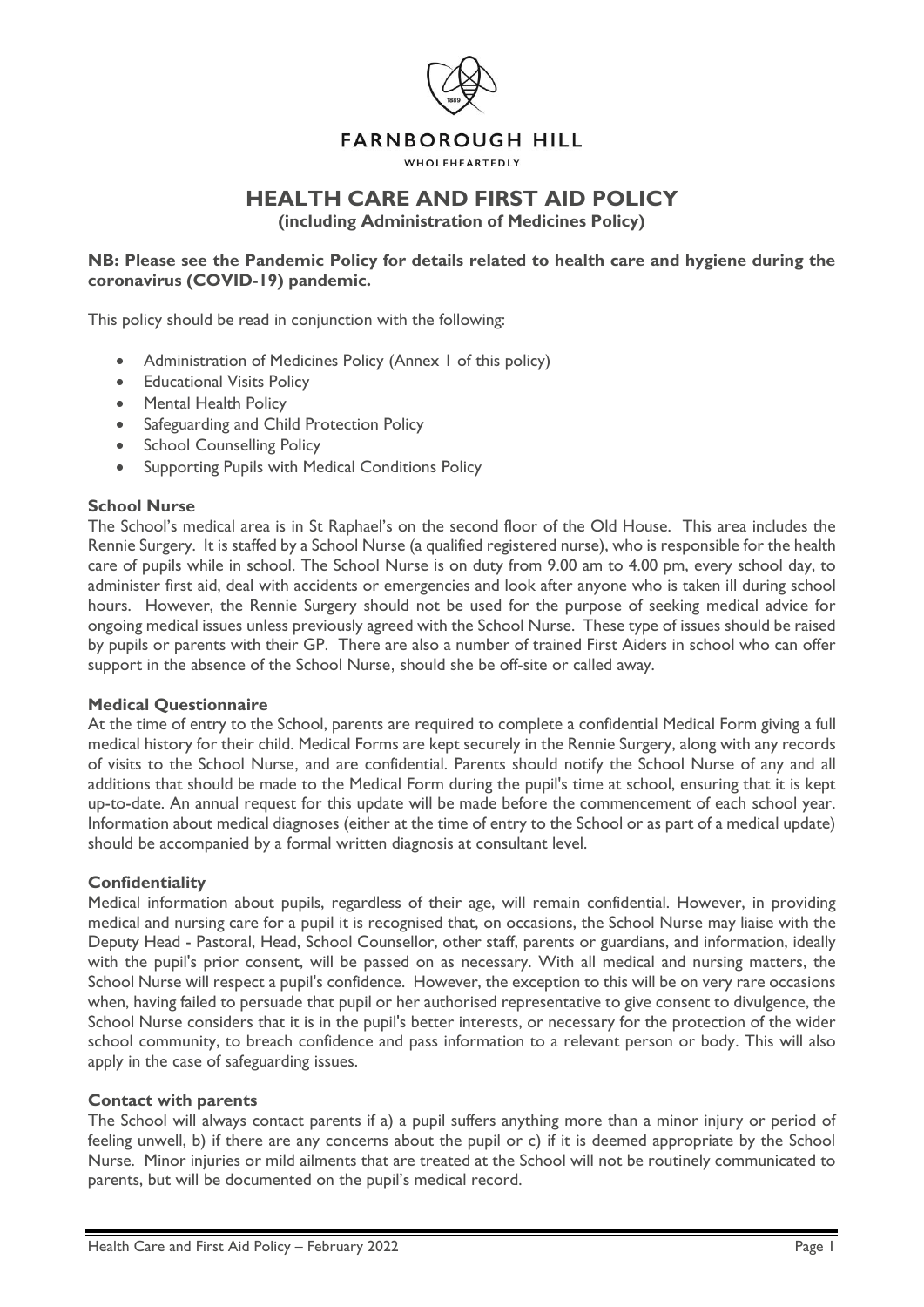FARNBOROUGH HILL

WHOLEHEARTEDLY

# HEALTH CARE AND FIRST AID POLICY

**(including Administration of Medicines Policy)**

**NB: Please see the Pandemic Policy for details related to health care and hygiene during the coronavirus (COVID-19) pandemic.**

This policy should be read in conjunction with the following:

- Administration of Medicines Policy (Annex 1 of this policy)
- Educational Visits Policy
- Mental Health Policy
- Safeguarding and Child Protection Policy
- School Counselling Policy
- Supporting Pupils with Medical Conditions Policy

### School Nurse

The School's medical area is in St Raphael's on the second floor of the Old House. This area includes the Rennie Surgery. It is staffed by a School Nurse (a qualified registered nurse), who is responsible for the health care of pupils while in school. The School Nurse is on duty from 9.00 am to 4.00 pm, every school day, to administer first aid, deal with accidents or emergencies and look after anyone who is taken ill during school hours. However, the Rennie Surgery should not be used for the purpose of seeking medical advice for ongoing medical issues unless previously agreed with the School Nurse. These type of issues should be raised by pupils or parents with their GP. There are also a number of trained First Aiders in school who can offer support in the absence of the School Nurse, should she be off-site or called away.

### Medical Questionnaire

At the time of entry to the School, parents are required to complete a confidential Medical Form giving a full medical history for their child. Medical Forms are kept securely in the Rennie Surgery, along with any records of visits to the School Nurse, and are confidential. Parents should notify the School Nurse of any and all additions that should be made to the Medical Form during the pupil's time at school, ensuring that it is kept up-to-date. An annual request for this update will be made before the commencement of each school year. Information about medical diagnoses (either at the time of entry to the School or as part of a medical update) should be accompanied by a formal written diagnosis at consultant level.

### Confidentiality

Medical information about pupils, regardless of their age, will remain confidential. However, in providing medical and nursing care for a pupil it is recognised that, on occasions, the School Nurse may liaise with the Deputy Head - Pastoral, Head, School Counsellor, other staff, parents or guardians, and information, ideally with the pupil's prior consent, will be passed on as necessary. With all medical and nursing matters, the School Nurse will respect a pupil's confidence. However, the exception to this will be on very rare occasions when, having failed to persuade that pupil or her authorised representative to give consent to divulgence, the School Nurse considers that it is in the pupil's better interests, or necessary for the protection of the wider school community, to breach confidence and pass information to a relevant person or body. This will also apply in the case of safeguarding issues.

### Contact with parents

The School will always contact parents if a) a pupil suffers anything more than a minor injury or period of feeling unwell, b) if there are any concerns about the pupil or c) if it is deemed appropriate by the School Nurse. Minor injuries or mild ailments that are treated at the School will not be routinely communicated to parents, but will be documented on the pupil's medical record.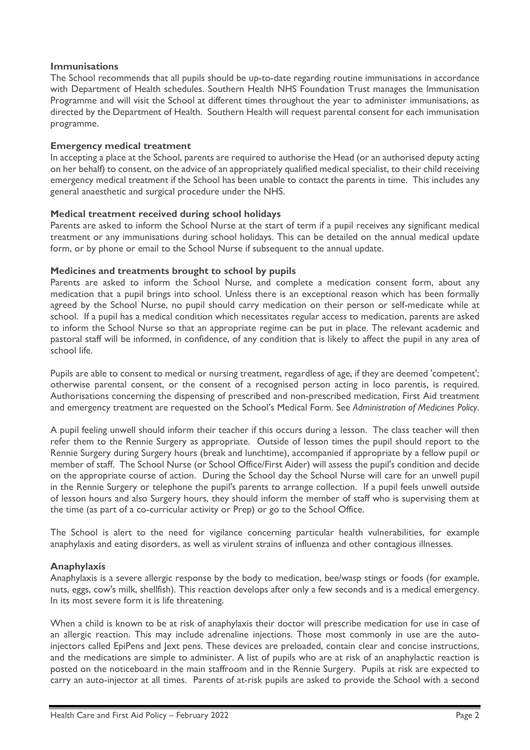### Immunisations

The School recommends that all pupils should be up-to-date regarding routine immunisations in accordance with Department of Health schedules. Southern Health NHS Foundation Trust manages the Immunisation Programme and will visit the School at different times throughout the year to administer immunisations, as directed by the Department of Health. Southern Health will request parental consent for each immunisation programme.

### Emergency medical treatment

In accepting a place at the School, parents are required to authorise the Head (or an authorised deputy acting on her behalf) to consent, on the advice of an appropriately qualified medical specialist, to their child receiving emergency medical treatment if the School has been unable to contact the parents in time. This includes any general anaesthetic and surgical procedure under the NHS.

### Medical treatment received during school holidays

Parents are asked to inform the School Nurse at the start of term if a pupil receives any significant medical treatment or any immunisations during school holidays. This can be detailed on the annual medical update form, or by phone or email to the School Nurse if subsequent to the annual update.

### Medicines and treatments brought to school by pupils

Parents are asked to inform the School Nurse, and complete a medication consent form, about any medication that a pupil brings into school. Unless there is an exceptional reason which has been formally agreed by the School Nurse, no pupil should carry medication on their person or self-medicate while at school. If a pupil has a medical condition which necessitates regular access to medication, parents are asked to inform the School Nurse so that an appropriate regime can be put in place. The relevant academic and pastoral staff will be informed, in confidence, of any condition that is likely to affect the pupil in any area of school life.

Pupils are able to consent to medical or nursing treatment, regardless of age, if they are deemed 'competent'; otherwise parental consent, or the consent of a recognised person acting in loco parentis, is required. Authorisations concerning the dispensing of prescribed and non-prescribed medication, First Aid treatment and emergency treatment are requested on the School's Medical Form. See *Administration of Medicines Policy*.

A pupil feeling unwell should inform their teacher if this occurs during a lesson. The class teacher will then refer them to the Rennie Surgery as appropriate. Outside of lesson times the pupil should report to the Rennie Surgery during Surgery hours (break and lunchtime), accompanied if appropriate by a fellow pupil or member of staff. The School Nurse (or School Office/First Aider) will assess the pupil's condition and decide on the appropriate course of action. During the School day the School Nurse will care for an unwell pupil in the Rennie Surgery or telephone the pupil's parents to arrange collection. If a pupil feels unwell outside of lesson hours and also Surgery hours, they should inform the member of staff who is supervising them at the time (as part of a co-curricular activity or Prep) or go to the School Office.

The School is alert to the need for vigilance concerning particular health vulnerabilities, for example anaphylaxis and eating disorders, as well as virulent strains of influenza and other contagious illnesses.

### Anaphylaxis

Anaphylaxis is a severe allergic response by the body to medication, bee/wasp stings or foods (for example, nuts, eggs, cow's milk, shellfish). This reaction develops after only a few seconds and is a medical emergency. In its most severe form it is life threatening.

When a child is known to be at risk of anaphylaxis their doctor will prescribe medication for use in case of an allergic reaction. This may include adrenaline injections. Those most commonly in use are the auto-injectors called EpiPens and Jext pens. These devices are preloaded, contain clear and concise instructions, and the medications are simple to administer. A list of pupils who are at risk of an anaphylactic reaction is posted on the noticeboard in the main staffroom and in the Rennie Surgery. Pupils at risk are expected to carry an auto-injector at all times. Parents of at-risk pupils are asked to provide the School with a second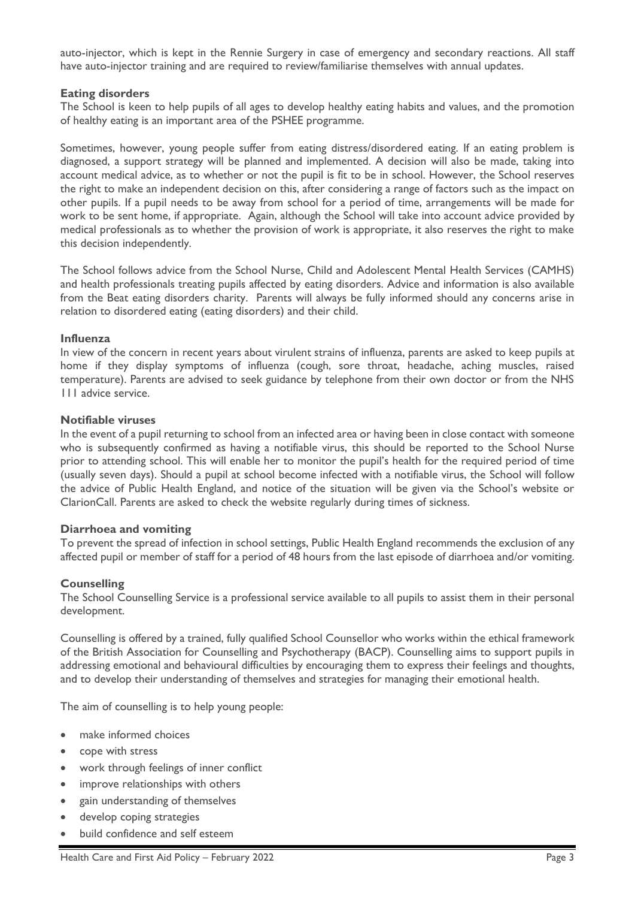auto-injector, which is kept in the Rennie Surgery in case of emergency and secondary reactions. All staff have auto-injector training and are required to review/familiarise themselves with annual updates.

### Eating disorders

The School is keen to help pupils of all ages to develop healthy eating habits and values, and the promotion of healthy eating is an important area of the PSHEE programme.

Sometimes, however, young people suffer from eating distress/disordered eating. If an eating problem is diagnosed, a support strategy will be planned and implemented. A decision will also be made, taking into account medical advice, as to whether or not the pupil is fit to be in school. However, the School reserves the right to make an independent decision on this, after considering a range of factors such as the impact on other pupils. If a pupil needs to be away from school for a period of time, arrangements will be made for work to be sent home, if appropriate. Again, although the School will take into account advice provided by medical professionals as to whether the provision of work is appropriate, it also reserves the right to make this decision independently.

The School follows advice from the School Nurse, Child and Adolescent Mental Health Services (CAMHS) and health professionals treating pupils affected by eating disorders. Advice and information is also available from the Beat eating disorders charity. Parents will always be fully informed should any concerns arise in relation to disordered eating (eating disorders) and their child.

### Influenza

In view of the concern in recent years about virulent strains of influenza, parents are asked to keep pupils at home if they display symptoms of influenza (cough, sore throat, headache, aching muscles, raised temperature). Parents are advised to seek guidance by telephone from their own doctor or from the NHS 111 advice service.

### Notifiable viruses

In the event of a pupil returning to school from an infected area or having been in close contact with someone who is subsequently confirmed as having a notifiable virus, this should be reported to the School Nurse prior to attending school. This will enable her to monitor the pupil's health for the required period of time (usually seven days). Should a pupil at school become infected with a notifiable virus, the School will follow the advice of Public Health England, and notice of the situation will be given via the School's website or ClarionCall. Parents are asked to check the website regularly during times of sickness.

### Diarrhoea and vomiting

To prevent the spread of infection in school settings, Public Health England recommends the exclusion of any affected pupil or member of staff for a period of 48 hours from the last episode of diarrhoea and/or vomiting.

### Counselling

The School Counselling Service is a professional service available to all pupils to assist them in their personal development.

Counselling is offered by a trained, fully qualified School Counsellor who works within the ethical framework of the British Association for Counselling and Psychotherapy (BACP). Counselling aims to support pupils in addressing emotional and behavioural difficulties by encouraging them to express their feelings and thoughts, and to develop their understanding of themselves and strategies for managing their emotional health.

The aim of counselling is to help young people:

- make informed choices
- cope with stress
- work through feelings of inner conflict
- improve relationships with others
- gain understanding of themselves
- develop coping strategies
- build confidence and self esteem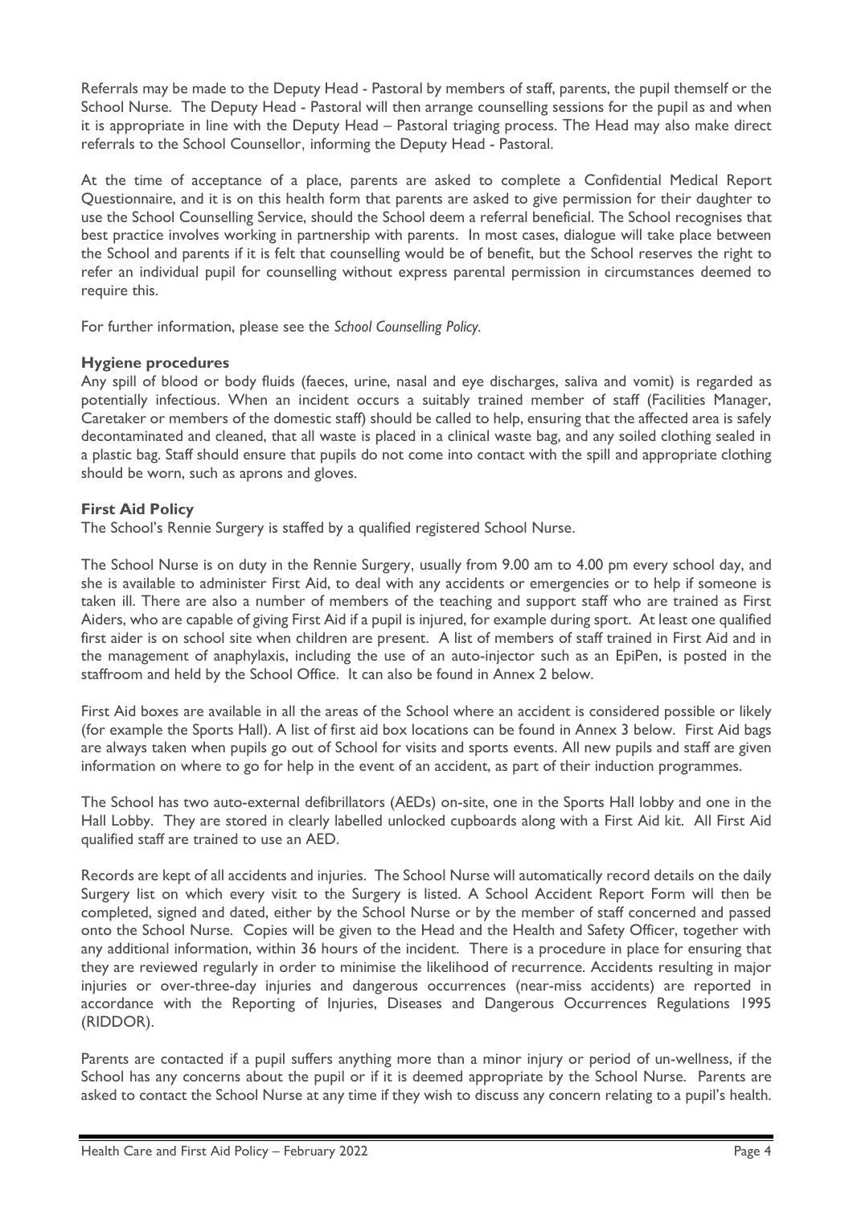Referrals may be made to the Deputy Head - Pastoral by members of staff, parents, the pupil themself or the School Nurse. The Deputy Head - Pastoral will then arrange counselling sessions for the pupil as and when it is appropriate in line with the Deputy Head – Pastoral triaging process. The Head may also make direct referrals to the School Counsellor, informing the Deputy Head - Pastoral.

At the time of acceptance of a place, parents are asked to complete a Confidential Medical Report Questionnaire, and it is on this health form that parents are asked to give permission for their daughter to use the School Counselling Service, should the School deem a referral beneficial. The School recognises that best practice involves working in partnership with parents. In most cases, dialogue will take place between the School and parents if it is felt that counselling would be of benefit, but the School reserves the right to refer an individual pupil for counselling without express parental permission in circumstances deemed to require this.

For further information, please see the *School Counselling Policy.*

**Hygiene procedures**

Any spill of blood or body fluids (faeces, urine, nasal and eye discharges, saliva and vomit) is regarded as potentially infectious. When an incident occurs a suitably trained member of staff (Facilities Manager, Caretaker or members of the domestic staff) should be called to help, ensuring that the affected area is safely decontaminated and cleaned, that all waste is placed in a clinical waste bag, and any soiled clothing sealed in a plastic bag. Staff should ensure that pupils do not come into contact with the spill and appropriate clothing should be worn, such as aprons and gloves.

**First Aid Policy**

The School's Rennie Surgery is staffed by a qualified registered School Nurse.

The School Nurse is on duty in the Rennie Surgery, usually from 9.00 am to 4.00 pm every school day, and she is available to administer First Aid, to deal with any accidents or emergencies or to help if someone is taken ill. There are also a number of members of the teaching and support staff who are trained as First Aiders, who are capable of giving First Aid if a pupil is injured, for example during sport. At least one qualified first aider is on school site when children are present. A list of members of staff trained in First Aid and in the management of anaphylaxis, including the use of an auto-injector such as an EpiPen, is posted in the staffroom and held by the School Office. It can also be found in Annex 2 below.

First Aid boxes are available in all the areas of the School where an accident is considered possible or likely (for example the Sports Hall). A list of first aid box locations can be found in Annex 3 below. First Aid bags are always taken when pupils go out of School for visits and sports events. All new pupils and staff are given information on where to go for help in the event of an accident, as part of their induction programmes.

The School has two auto-external defibrillators (AEDs) on-site, one in the Sports Hall lobby and one in the Hall Lobby. They are stored in clearly labelled unlocked cupboards along with a First Aid kit. All First Aid qualified staff are trained to use an AED.

Records are kept of all accidents and injuries. The School Nurse will automatically record details on the daily Surgery list on which every visit to the Surgery is listed. A School Accident Report Form will then be completed, signed and dated, either by the School Nurse or by the member of staff concerned and passed onto the School Nurse. Copies will be given to the Head and the Health and Safety Officer, together with any additional information, within 36 hours of the incident. There is a procedure in place for ensuring that they are reviewed regularly in order to minimise the likelihood of recurrence. Accidents resulting in major injuries or over-three-day injuries and dangerous occurrences (near-miss accidents) are reported in accordance with the Reporting of Injuries, Diseases and Dangerous Occurrences Regulations 1995 (RIDDOR).

Parents are contacted if a pupil suffers anything more than a minor injury or period of un-wellness, if the School has any concerns about the pupil or if it is deemed appropriate by the School Nurse. Parents are asked to contact the School Nurse at any time if they wish to discuss any concern relating to a pupil's health.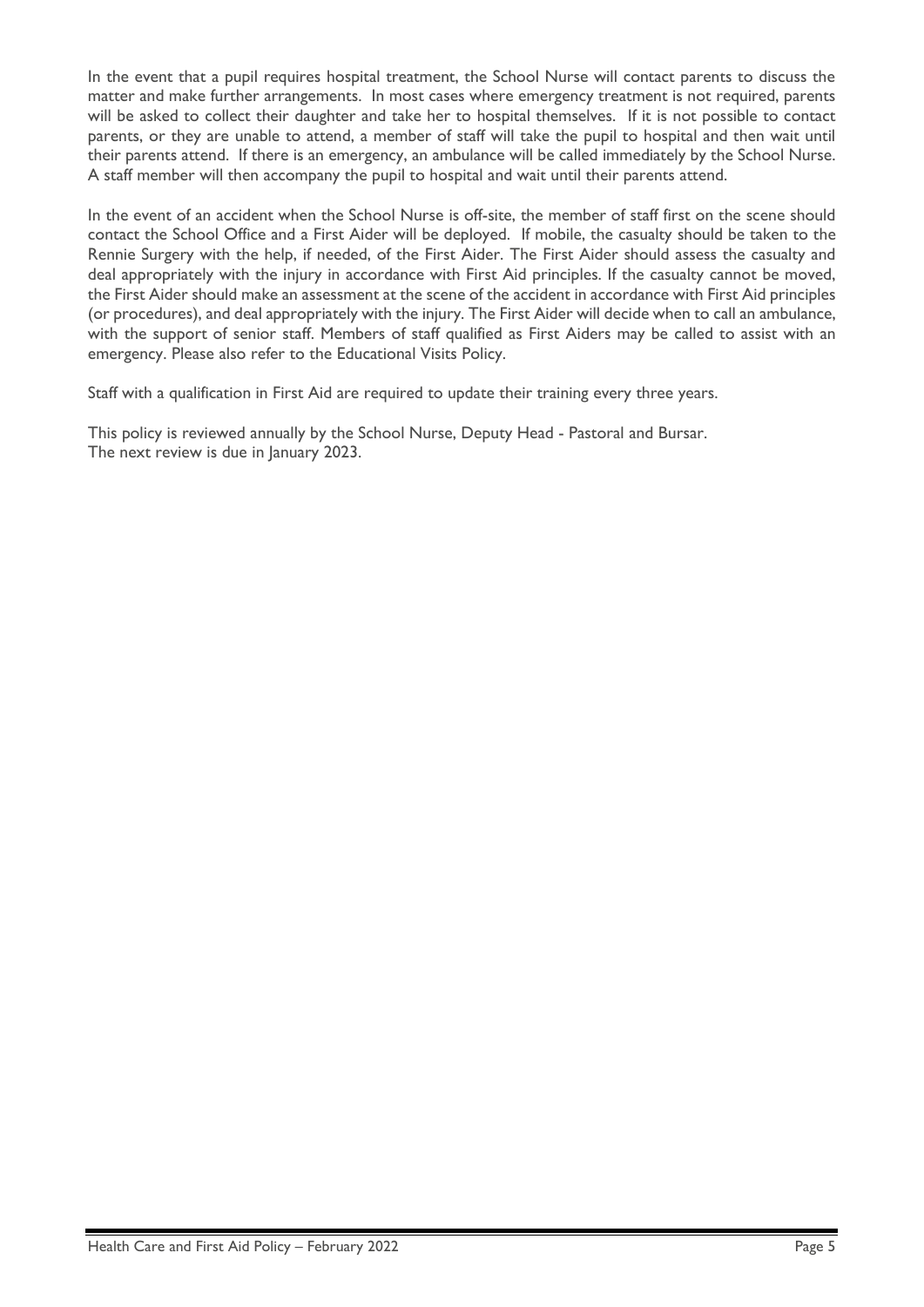In the event that a pupil requires hospital treatment, the School Nurse will contact parents to discuss the matter and make further arrangements. In most cases where emergency treatment is not required, parents will be asked to collect their daughter and take her to hospital themselves. If it is not possible to contact parents, or they are unable to attend, a member of staff will take the pupil to hospital and then wait until their parents attend. If there is an emergency, an ambulance will be called immediately by the School Nurse. A staff member will then accompany the pupil to hospital and wait until their parents attend.

In the event of an accident when the School Nurse is off-site, the member of staff first on the scene should contact the School Office and a First Aider will be deployed. If mobile, the casualty should be taken to the Rennie Surgery with the help, if needed, of the First Aider. The First Aider should assess the casualty and deal appropriately with the injury in accordance with First Aid principles. If the casualty cannot be moved, the First Aider should make an assessment at the scene of the accident in accordance with First Aid principles (or procedures), and deal appropriately with the injury. The First Aider will decide when to call an ambulance, with the support of senior staff. Members of staff qualified as First Aiders may be called to assist with an emergency. Please also refer to the Educational Visits Policy.

Staff with a qualification in First Aid are required to update their training every three years.

This policy is reviewed annually by the School Nurse, Deputy Head - Pastoral and Bursar.
The next review is due in January 2023.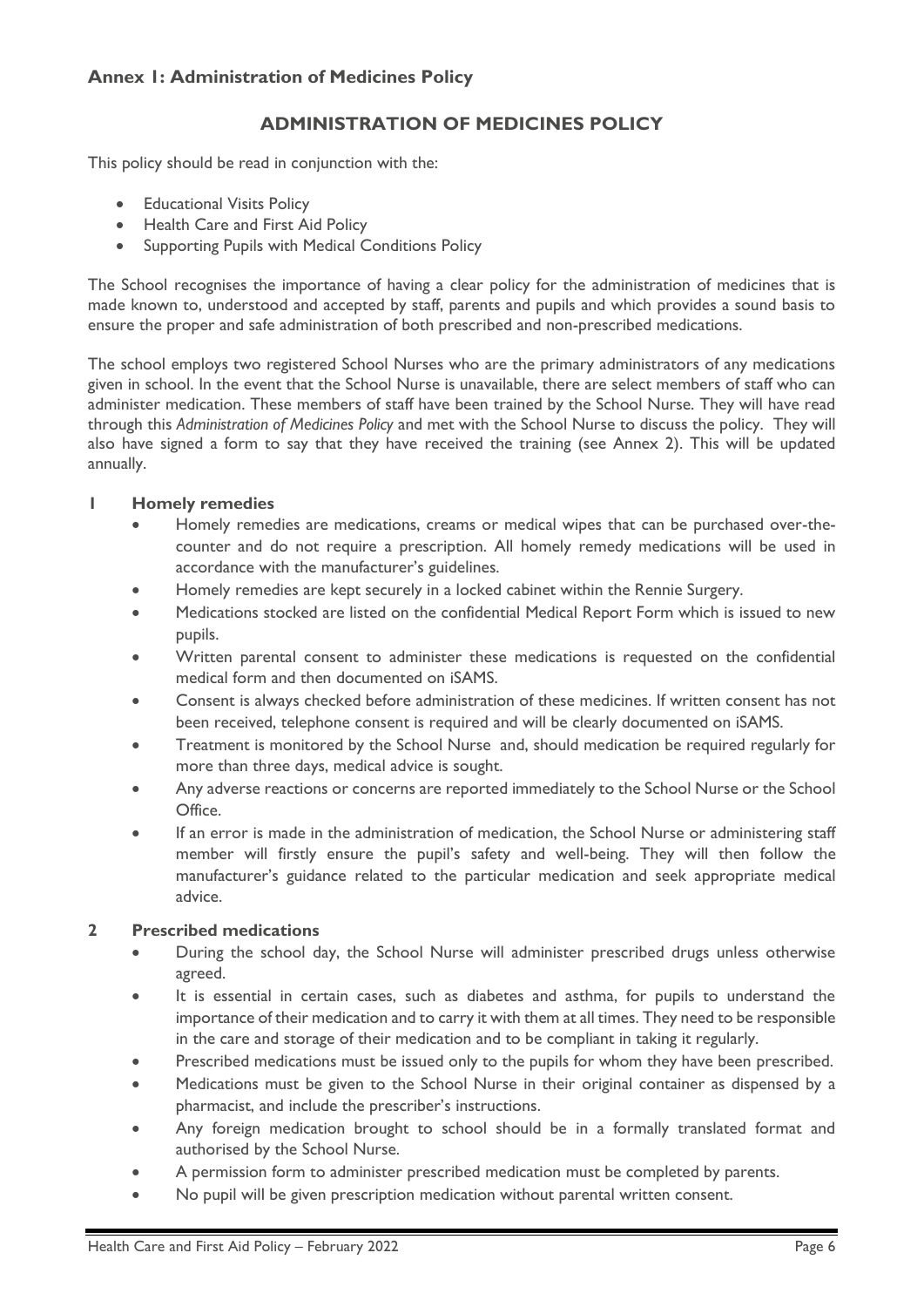## Annex 1: Administration of Medicines Policy

### ADMINISTRATION OF MEDICINES POLICY

This policy should be read in conjunction with the:

- Educational Visits Policy
- Health Care and First Aid Policy
- Supporting Pupils with Medical Conditions Policy

The School recognises the importance of having a clear policy for the administration of medicines that is made known to, understood and accepted by staff, parents and pupils and which provides a sound basis to ensure the proper and safe administration of both prescribed and non-prescribed medications.

The school employs two registered School Nurses who are the primary administrators of any medications given in school. In the event that the School Nurse is unavailable, there are select members of staff who can administer medication. These members of staff have been trained by the School Nurse. They will have read through this *Administration of Medicines Policy* and met with the School Nurse to discuss the policy. They will also have signed a form to say that they have received the training (see Annex 2). This will be updated annually.

#### 1 Homely remedies

- Homely remedies are medications, creams or medical wipes that can be purchased over-the-counter and do not require a prescription. All homely remedy medications will be used in accordance with the manufacturer's guidelines.
- Homely remedies are kept securely in a locked cabinet within the Rennie Surgery.
- Medications stocked are listed on the confidential Medical Report Form which is issued to new pupils.
- Written parental consent to administer these medications is requested on the confidential medical form and then documented on iSAMS.
- Consent is always checked before administration of these medicines. If written consent has not been received, telephone consent is required and will be clearly documented on iSAMS.
- Treatment is monitored by the School Nurse and, should medication be required regularly for more than three days, medical advice is sought.
- Any adverse reactions or concerns are reported immediately to the School Nurse or the School Office.
- If an error is made in the administration of medication, the School Nurse or administering staff member will firstly ensure the pupil's safety and well-being. They will then follow the manufacturer's guidance related to the particular medication and seek appropriate medical advice.

#### 2 Prescribed medications

- During the school day, the School Nurse will administer prescribed drugs unless otherwise agreed.
- It is essential in certain cases, such as diabetes and asthma, for pupils to understand the importance of their medication and to carry it with them at all times. They need to be responsible in the care and storage of their medication and to be compliant in taking it regularly.
- Prescribed medications must be issued only to the pupils for whom they have been prescribed.
- Medications must be given to the School Nurse in their original container as dispensed by a pharmacist, and include the prescriber's instructions.
- Any foreign medication brought to school should be in a formally translated format and authorised by the School Nurse.
- A permission form to administer prescribed medication must be completed by parents.
- No pupil will be given prescription medication without parental written consent.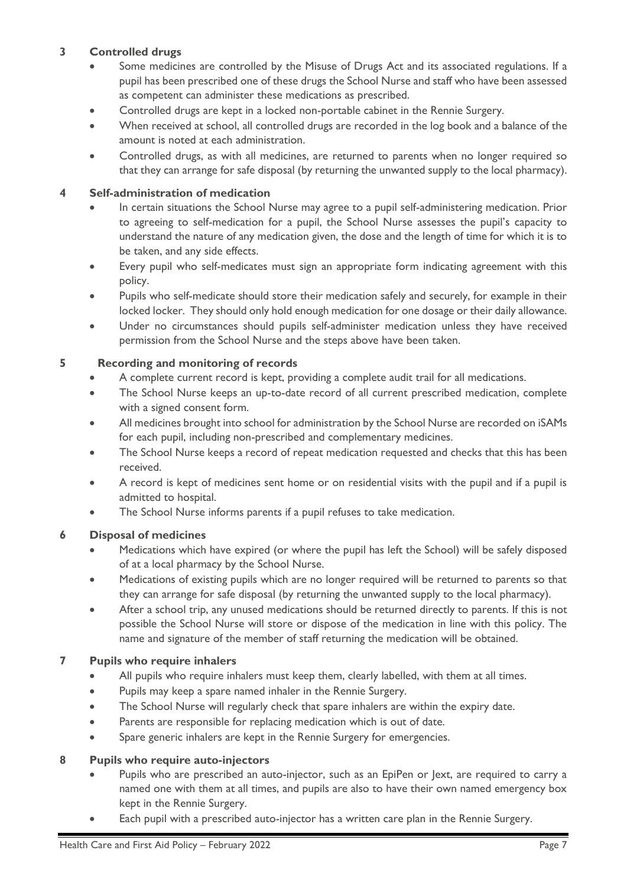## 3 Controlled drugs

- Some medicines are controlled by the Misuse of Drugs Act and its associated regulations. If a pupil has been prescribed one of these drugs the School Nurse and staff who have been assessed as competent can administer these medications as prescribed.
- Controlled drugs are kept in a locked non-portable cabinet in the Rennie Surgery.
- When received at school, all controlled drugs are recorded in the log book and a balance of the amount is noted at each administration.
- Controlled drugs, as with all medicines, are returned to parents when no longer required so that they can arrange for safe disposal (by returning the unwanted supply to the local pharmacy).

## 4 Self-administration of medication

- In certain situations the School Nurse may agree to a pupil self-administering medication. Prior to agreeing to self-medication for a pupil, the School Nurse assesses the pupil's capacity to understand the nature of any medication given, the dose and the length of time for which it is to be taken, and any side effects.
- Every pupil who self-medicates must sign an appropriate form indicating agreement with this policy.
- Pupils who self-medicate should store their medication safely and securely, for example in their locked locker. They should only hold enough medication for one dosage or their daily allowance.
- Under no circumstances should pupils self-administer medication unless they have received permission from the School Nurse and the steps above have been taken.

## 5 Recording and monitoring of records

- A complete current record is kept, providing a complete audit trail for all medications.
- The School Nurse keeps an up-to-date record of all current prescribed medication, complete with a signed consent form.
- All medicines brought into school for administration by the School Nurse are recorded on iSAMs for each pupil, including non-prescribed and complementary medicines.
- The School Nurse keeps a record of repeat medication requested and checks that this has been received.
- A record is kept of medicines sent home or on residential visits with the pupil and if a pupil is admitted to hospital.
- The School Nurse informs parents if a pupil refuses to take medication.

## 6 Disposal of medicines

- Medications which have expired (or where the pupil has left the School) will be safely disposed of at a local pharmacy by the School Nurse.
- Medications of existing pupils which are no longer required will be returned to parents so that they can arrange for safe disposal (by returning the unwanted supply to the local pharmacy).
- After a school trip, any unused medications should be returned directly to parents. If this is not possible the School Nurse will store or dispose of the medication in line with this policy. The name and signature of the member of staff returning the medication will be obtained.

## 7 Pupils who require inhalers

- All pupils who require inhalers must keep them, clearly labelled, with them at all times.
- Pupils may keep a spare named inhaler in the Rennie Surgery.
- The School Nurse will regularly check that spare inhalers are within the expiry date.
- Parents are responsible for replacing medication which is out of date.
- Spare generic inhalers are kept in the Rennie Surgery for emergencies.

## 8 Pupils who require auto-injectors

- Pupils who are prescribed an auto-injector, such as an EpiPen or Jext, are required to carry a named one with them at all times, and pupils are also to have their own named emergency box kept in the Rennie Surgery.
- Each pupil with a prescribed auto-injector has a written care plan in the Rennie Surgery.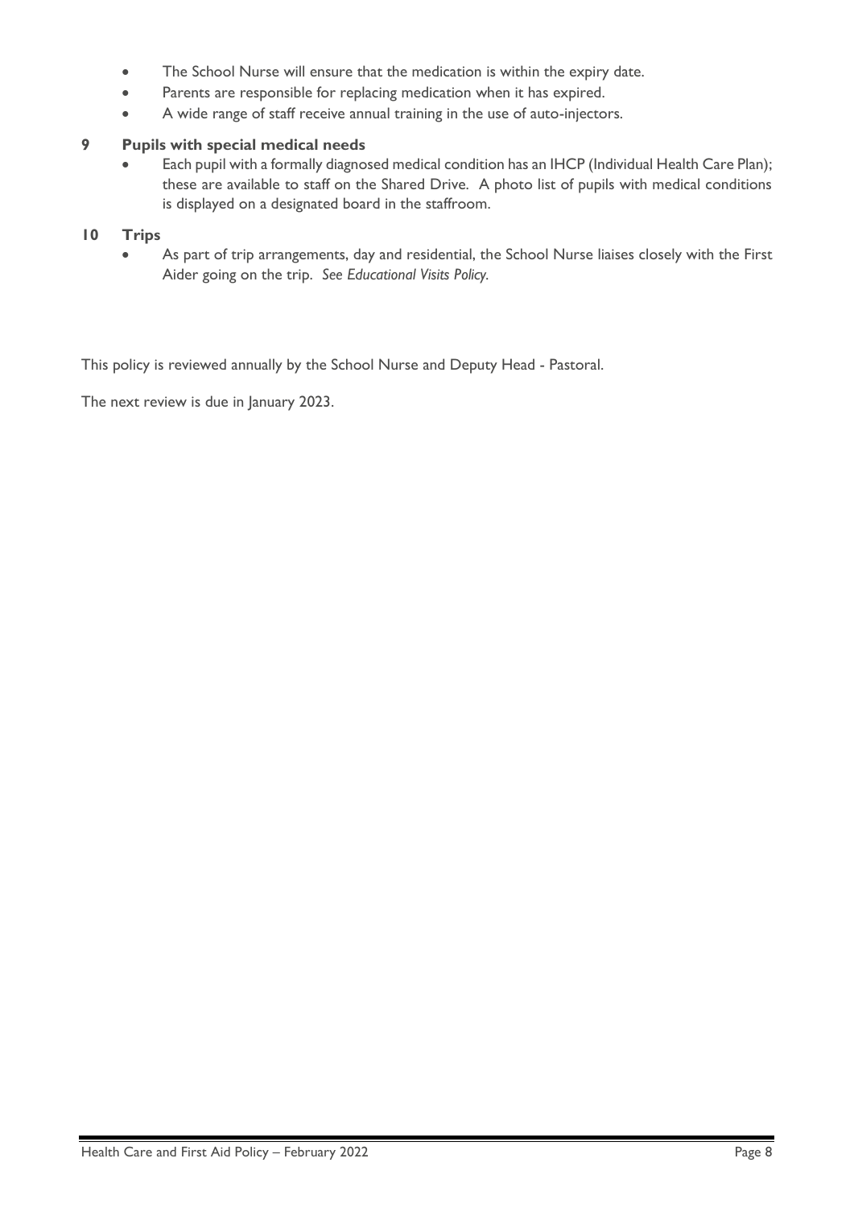- The School Nurse will ensure that the medication is within the expiry date.
- Parents are responsible for replacing medication when it has expired.
- A wide range of staff receive annual training in the use of auto-injectors.

## 9 Pupils with special medical needs

- Each pupil with a formally diagnosed medical condition has an IHCP (Individual Health Care Plan); these are available to staff on the Shared Drive. A photo list of pupils with medical conditions is displayed on a designated board in the staffroom.

## 10 Trips

- As part of trip arrangements, day and residential, the School Nurse liaises closely with the First Aider going on the trip. *See Educational Visits Policy.*

This policy is reviewed annually by the School Nurse and Deputy Head - Pastoral.

The next review is due in January 2023.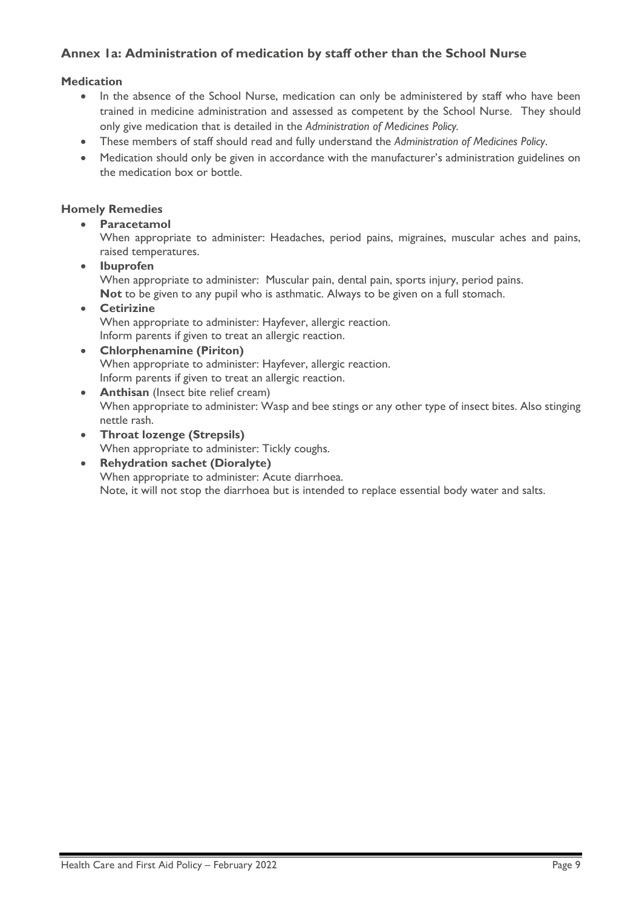## Annex 1a: Administration of medication by staff other than the School Nurse

### Medication

- In the absence of the School Nurse, medication can only be administered by staff who have been trained in medicine administration and assessed as competent by the School Nurse. They should only give medication that is detailed in the *Administration of Medicines Policy.*
- These members of staff should read and fully understand the *Administration of Medicines Policy*.
- Medication should only be given in accordance with the manufacturer's administration guidelines on the medication box or bottle.

### Homely Remedies

- **Paracetamol**
  When appropriate to administer: Headaches, period pains, migraines, muscular aches and pains, raised temperatures.
- **Ibuprofen**
  When appropriate to administer: Muscular pain, dental pain, sports injury, period pains.
  **Not** to be given to any pupil who is asthmatic. Always to be given on a full stomach.
- **Cetirizine**
  When appropriate to administer: Hayfever, allergic reaction.
  Inform parents if given to treat an allergic reaction.
- **Chlorphenamine (Piriton)**
  When appropriate to administer: Hayfever, allergic reaction.
  Inform parents if given to treat an allergic reaction.
- **Anthisan** (Insect bite relief cream)
  When appropriate to administer: Wasp and bee stings or any other type of insect bites. Also stinging nettle rash.
- **Throat lozenge (Strepsils)**
  When appropriate to administer: Tickly coughs.
- **Rehydration sachet (Dioralyte)**
  When appropriate to administer: Acute diarrhoea.
  Note, it will not stop the diarrhoea but is intended to replace essential body water and salts.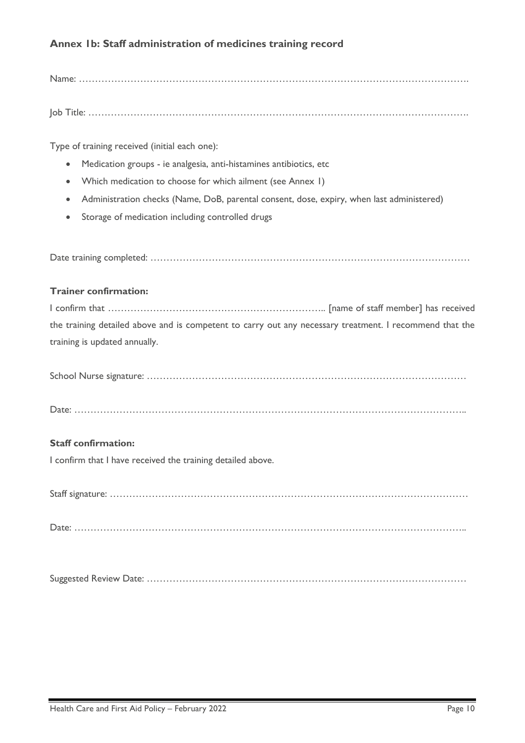## Annex 1b: Staff administration of medicines training record

Name: …………………………………………………………………………………………………………….

Job Title: ………………………………………………………………………………………………………….

Type of training received (initial each one):

- Medication groups - ie analgesia, anti-histamines antibiotics, etc
- Which medication to choose for which ailment (see Annex 1)
- Administration checks (Name, DoB, parental consent, dose, expiry, when last administered)
- Storage of medication including controlled drugs

Date training completed: …………………………………………………………………………………………

### Trainer confirmation:

I confirm that ………………………………………………………….. [name of staff member] has received the training detailed above and is competent to carry out any necessary treatment. I recommend that the training is updated annually.

School Nurse signature: …………………………………………………………………………………………

Date: ………………………………………………………………………………………………………………..

### Staff confirmation:

I confirm that I have received the training detailed above.

Staff signature: ……………………………………………………………………………………………………

Date: ………………………………………………………………………………………………………………..

Suggested Review Date: …………………………………………………………………………………………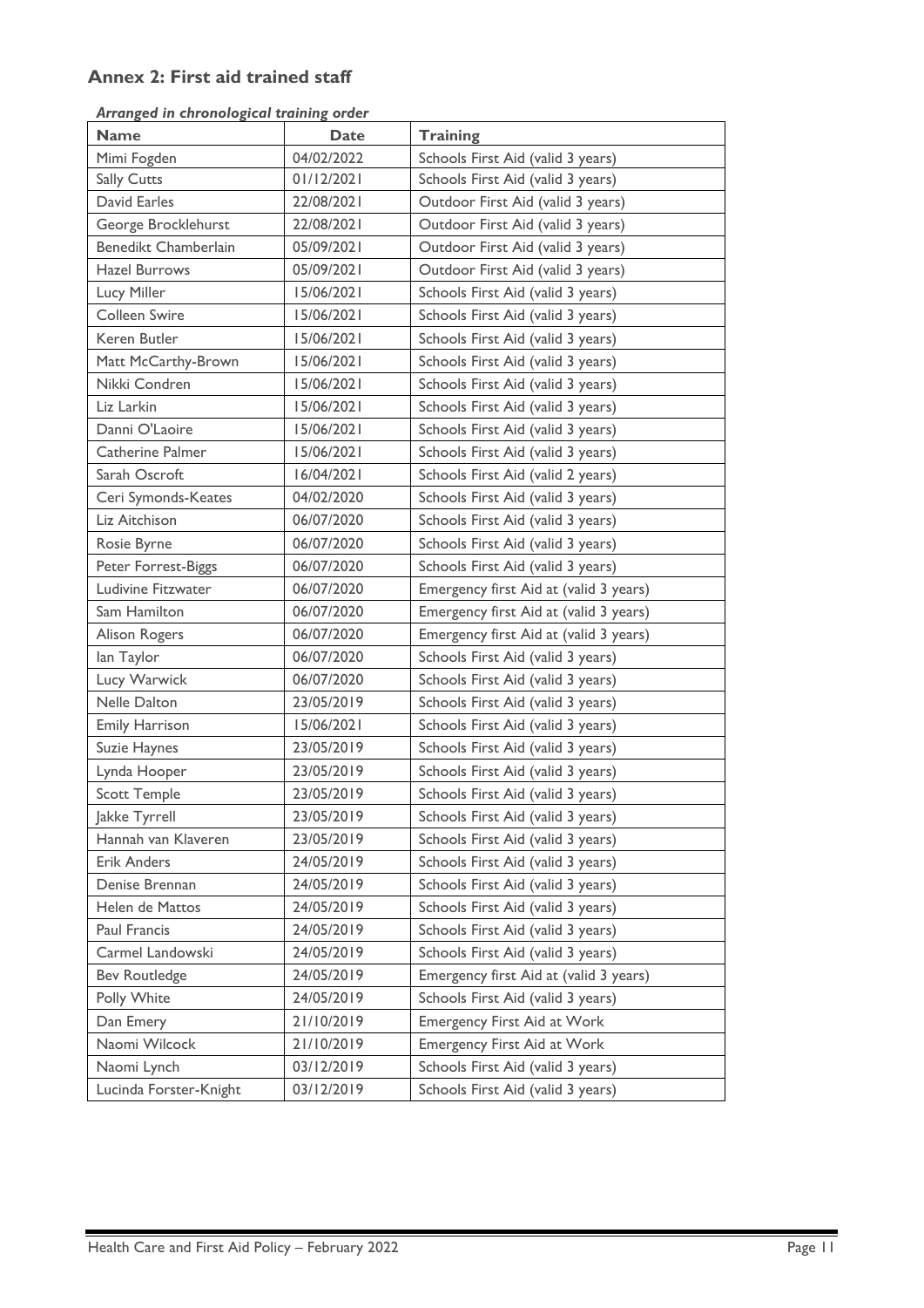## Annex 2: First aid trained staff

***Arranged in chronological training order***

| Name | Date | Training |
|---|---|---|
| Mimi Fogden | 04/02/2022 | Schools First Aid (valid 3 years) |
| Sally Cutts | 01/12/2021 | Schools First Aid (valid 3 years) |
| David Earles | 22/08/2021 | Outdoor First Aid (valid 3 years) |
| George Brocklehurst | 22/08/2021 | Outdoor First Aid (valid 3 years) |
| Benedikt Chamberlain | 05/09/2021 | Outdoor First Aid (valid 3 years) |
| Hazel Burrows | 05/09/2021 | Outdoor First Aid (valid 3 years) |
| Lucy Miller | 15/06/2021 | Schools First Aid (valid 3 years) |
| Colleen Swire | 15/06/2021 | Schools First Aid (valid 3 years) |
| Keren Butler | 15/06/2021 | Schools First Aid (valid 3 years) |
| Matt McCarthy-Brown | 15/06/2021 | Schools First Aid (valid 3 years) |
| Nikki Condren | 15/06/2021 | Schools First Aid (valid 3 years) |
| Liz Larkin | 15/06/2021 | Schools First Aid (valid 3 years) |
| Danni O'Laoire | 15/06/2021 | Schools First Aid (valid 3 years) |
| Catherine Palmer | 15/06/2021 | Schools First Aid (valid 3 years) |
| Sarah Oscroft | 16/04/2021 | Schools First Aid (valid 2 years) |
| Ceri Symonds-Keates | 04/02/2020 | Schools First Aid (valid 3 years) |
| Liz Aitchison | 06/07/2020 | Schools First Aid (valid 3 years) |
| Rosie Byrne | 06/07/2020 | Schools First Aid (valid 3 years) |
| Peter Forrest-Biggs | 06/07/2020 | Schools First Aid (valid 3 years) |
| Ludivine Fitzwater | 06/07/2020 | Emergency first Aid at (valid 3 years) |
| Sam Hamilton | 06/07/2020 | Emergency first Aid at (valid 3 years) |
| Alison Rogers | 06/07/2020 | Emergency first Aid at (valid 3 years) |
| Ian Taylor | 06/07/2020 | Schools First Aid (valid 3 years) |
| Lucy Warwick | 06/07/2020 | Schools First Aid (valid 3 years) |
| Nelle Dalton | 23/05/2019 | Schools First Aid (valid 3 years) |
| Emily Harrison | 15/06/2021 | Schools First Aid (valid 3 years) |
| Suzie Haynes | 23/05/2019 | Schools First Aid (valid 3 years) |
| Lynda Hooper | 23/05/2019 | Schools First Aid (valid 3 years) |
| Scott Temple | 23/05/2019 | Schools First Aid (valid 3 years) |
| Jakke Tyrrell | 23/05/2019 | Schools First Aid (valid 3 years) |
| Hannah van Klaveren | 23/05/2019 | Schools First Aid (valid 3 years) |
| Erik Anders | 24/05/2019 | Schools First Aid (valid 3 years) |
| Denise Brennan | 24/05/2019 | Schools First Aid (valid 3 years) |
| Helen de Mattos | 24/05/2019 | Schools First Aid (valid 3 years) |
| Paul Francis | 24/05/2019 | Schools First Aid (valid 3 years) |
| Carmel Landowski | 24/05/2019 | Schools First Aid (valid 3 years) |
| Bev Routledge | 24/05/2019 | Emergency first Aid at (valid 3 years) |
| Polly White | 24/05/2019 | Schools First Aid (valid 3 years) |
| Dan Emery | 21/10/2019 | Emergency First Aid at Work |
| Naomi Wilcock | 21/10/2019 | Emergency First Aid at Work |
| Naomi Lynch | 03/12/2019 | Schools First Aid (valid 3 years) |
| Lucinda Forster-Knight | 03/12/2019 | Schools First Aid (valid 3 years) |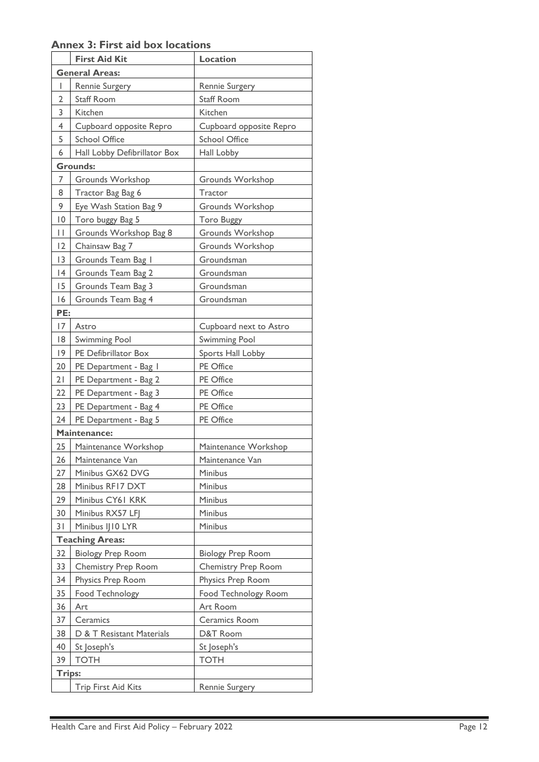## Annex 3: First aid box locations

| | First Aid Kit | Location |
|---|---|---|
| **General Areas:** | | |
| 1 | Rennie Surgery | Rennie Surgery |
| 2 | Staff Room | Staff Room |
| 3 | Kitchen | Kitchen |
| 4 | Cupboard opposite Repro | Cupboard opposite Repro |
| 5 | School Office | School Office |
| 6 | Hall Lobby Defibrillator Box | Hall Lobby |
| **Grounds:** | | |
| 7 | Grounds Workshop | Grounds Workshop |
| 8 | Tractor Bag Bag 6 | Tractor |
| 9 | Eye Wash Station Bag 9 | Grounds Workshop |
| 10 | Toro buggy Bag 5 | Toro Buggy |
| 11 | Grounds Workshop Bag 8 | Grounds Workshop |
| 12 | Chainsaw Bag 7 | Grounds Workshop |
| 13 | Grounds Team Bag 1 | Groundsman |
| 14 | Grounds Team Bag 2 | Groundsman |
| 15 | Grounds Team Bag 3 | Groundsman |
| 16 | Grounds Team Bag 4 | Groundsman |
| **PE:** | | |
| 17 | Astro | Cupboard next to Astro |
| 18 | Swimming Pool | Swimming Pool |
| 19 | PE Defibrillator Box | Sports Hall Lobby |
| 20 | PE Department - Bag 1 | PE Office |
| 21 | PE Department - Bag 2 | PE Office |
| 22 | PE Department - Bag 3 | PE Office |
| 23 | PE Department - Bag 4 | PE Office |
| 24 | PE Department - Bag 5 | PE Office |
| **Maintenance:** | | |
| 25 | Maintenance Workshop | Maintenance Workshop |
| 26 | Maintenance Van | Maintenance Van |
| 27 | Minibus GX62 DVG | Minibus |
| 28 | Minibus RF17 DXT | Minibus |
| 29 | Minibus CY61 KRK | Minibus |
| 30 | Minibus RX57 LFJ | Minibus |
| 31 | Minibus IJ10 LYR | Minibus |
| **Teaching Areas:** | | |
| 32 | Biology Prep Room | Biology Prep Room |
| 33 | Chemistry Prep Room | Chemistry Prep Room |
| 34 | Physics Prep Room | Physics Prep Room |
| 35 | Food Technology | Food Technology Room |
| 36 | Art | Art Room |
| 37 | Ceramics | Ceramics Room |
| 38 | D & T Resistant Materials | D&T Room |
| 40 | St Joseph's | St Joseph's |
| 39 | TOTH | TOTH |
| **Trips:** | | |
| | Trip First Aid Kits | Rennie Surgery |